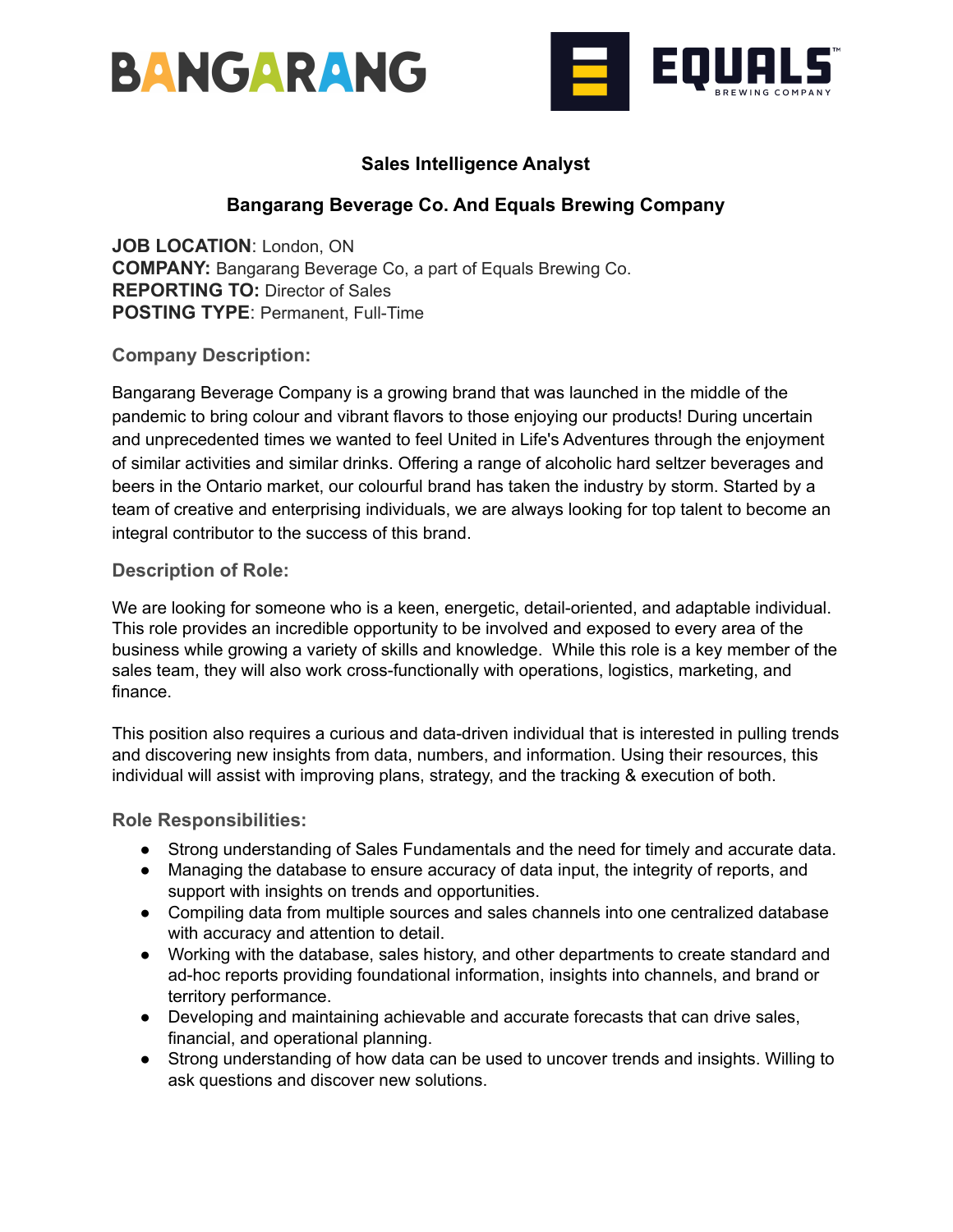BANGARANG

EQUALS BREWING COMPANY

## Sales Intelligence Analyst

## Bangarang Beverage Co. And Equals Brewing Company

**JOB LOCATION**: London, ON
**COMPANY:** Bangarang Beverage Co, a part of Equals Brewing Co.
**REPORTING TO:** Director of Sales
**POSTING TYPE**: Permanent, Full-Time

### Company Description:

Bangarang Beverage Company is a growing brand that was launched in the middle of the pandemic to bring colour and vibrant flavors to those enjoying our products! During uncertain and unprecedented times we wanted to feel United in Life's Adventures through the enjoyment of similar activities and similar drinks. Offering a range of alcoholic hard seltzer beverages and beers in the Ontario market, our colourful brand has taken the industry by storm. Started by a team of creative and enterprising individuals, we are always looking for top talent to become an integral contributor to the success of this brand.

### Description of Role:

We are looking for someone who is a keen, energetic, detail-oriented, and adaptable individual. This role provides an incredible opportunity to be involved and exposed to every area of the business while growing a variety of skills and knowledge. While this role is a key member of the sales team, they will also work cross-functionally with operations, logistics, marketing, and finance.

This position also requires a curious and data-driven individual that is interested in pulling trends and discovering new insights from data, numbers, and information. Using their resources, this individual will assist with improving plans, strategy, and the tracking & execution of both.

### Role Responsibilities:

- Strong understanding of Sales Fundamentals and the need for timely and accurate data.
- Managing the database to ensure accuracy of data input, the integrity of reports, and support with insights on trends and opportunities.
- Compiling data from multiple sources and sales channels into one centralized database with accuracy and attention to detail.
- Working with the database, sales history, and other departments to create standard and ad-hoc reports providing foundational information, insights into channels, and brand or territory performance.
- Developing and maintaining achievable and accurate forecasts that can drive sales, financial, and operational planning.
- Strong understanding of how data can be used to uncover trends and insights. Willing to ask questions and discover new solutions.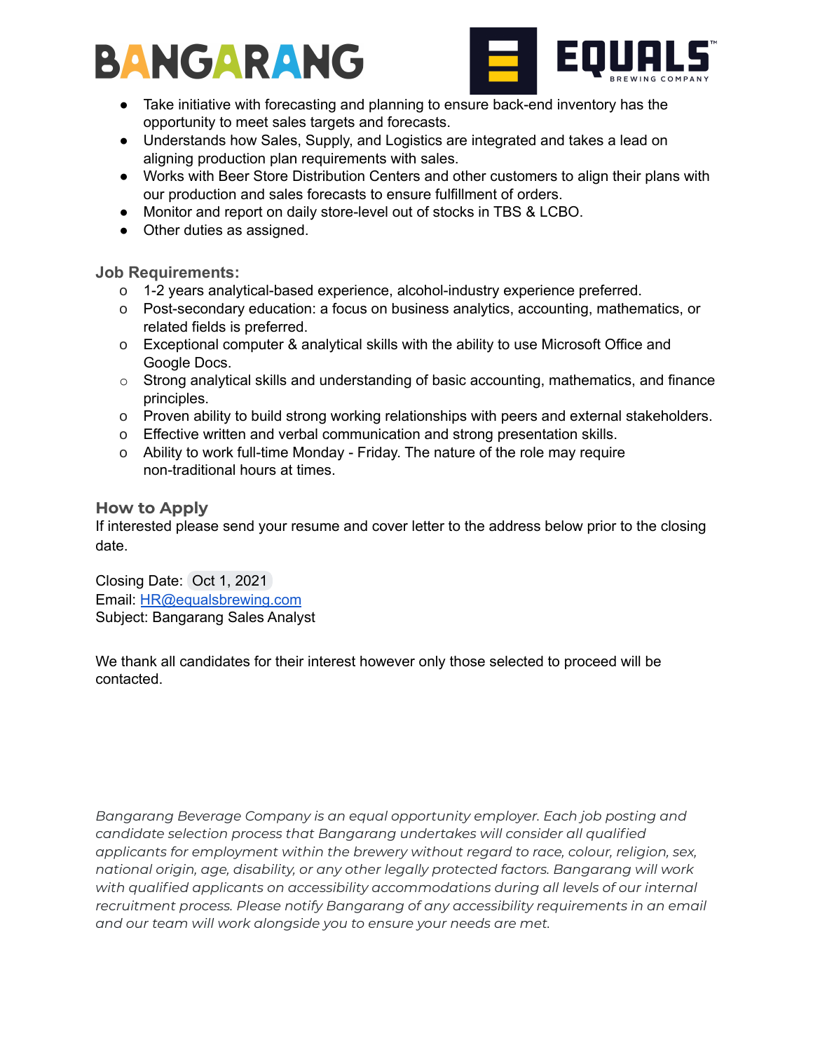- Take initiative with forecasting and planning to ensure back-end inventory has the opportunity to meet sales targets and forecasts.
- Understands how Sales, Supply, and Logistics are integrated and takes a lead on aligning production plan requirements with sales.
- Works with Beer Store Distribution Centers and other customers to align their plans with our production and sales forecasts to ensure fulfillment of orders.
- Monitor and report on daily store-level out of stocks in TBS & LCBO.
- Other duties as assigned.

### Job Requirements:

- 1-2 years analytical-based experience, alcohol-industry experience preferred.
- Post-secondary education: a focus on business analytics, accounting, mathematics, or related fields is preferred.
- Exceptional computer & analytical skills with the ability to use Microsoft Office and Google Docs.
- Strong analytical skills and understanding of basic accounting, mathematics, and finance principles.
- Proven ability to build strong working relationships with peers and external stakeholders.
- Effective written and verbal communication and strong presentation skills.
- Ability to work full-time Monday - Friday. The nature of the role may require non-traditional hours at times.

### How to Apply

If interested please send your resume and cover letter to the address below prior to the closing date.

Closing Date: Oct 1, 2021
Email: HR@equalsbrewing.com
Subject: Bangarang Sales Analyst

We thank all candidates for their interest however only those selected to proceed will be contacted.

*Bangarang Beverage Company is an equal opportunity employer. Each job posting and candidate selection process that Bangarang undertakes will consider all qualified applicants for employment within the brewery without regard to race, colour, religion, sex, national origin, age, disability, or any other legally protected factors. Bangarang will work with qualified applicants on accessibility accommodations during all levels of our internal recruitment process. Please notify Bangarang of any accessibility requirements in an email and our team will work alongside you to ensure your needs are met.*